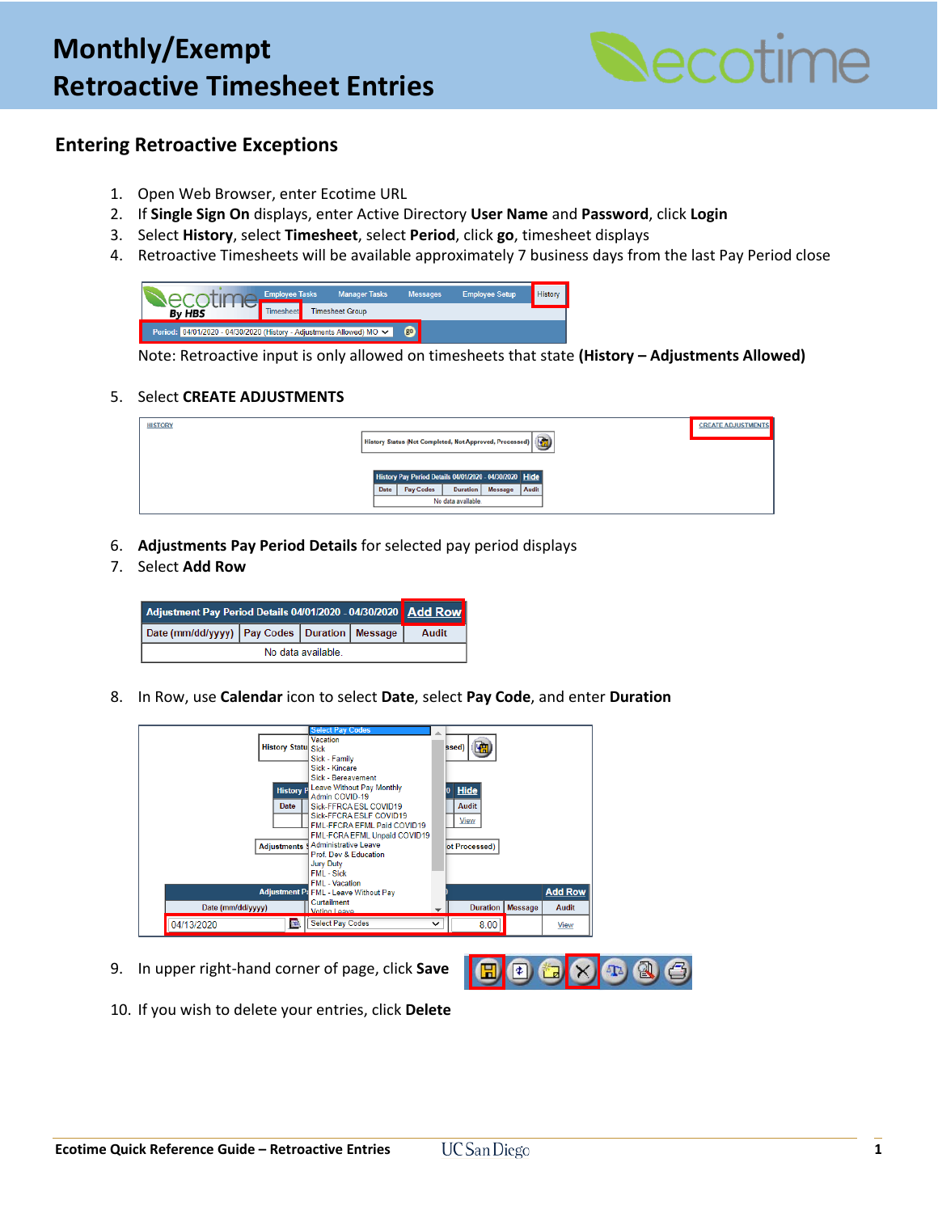# Monthly/Exempt Retroactive Timesheet Entries

## Entering Retroactive Exceptions

1. Open Web Browser, enter Ecotime URL
2. If **Single Sign On** displays, enter Active Directory **User Name** and **Password**, click **Login**
3. Select **History**, select **Timesheet**, select **Period**, click **go**, timesheet displays
4. Retroactive Timesheets will be available approximately 7 business days from the last Pay Period close

   Note: Retroactive input is only allowed on timesheets that state **(History – Adjustments Allowed)**

5. Select **CREATE ADJUSTMENTS**
6. **Adjustments Pay Period Details** for selected pay period displays
7. Select **Add Row**
8. In Row, use **Calendar** icon to select **Date**, select **Pay Code**, and enter **Duration**
9. In upper right-hand corner of page, click **Save**
10. If you wish to delete your entries, click **Delete**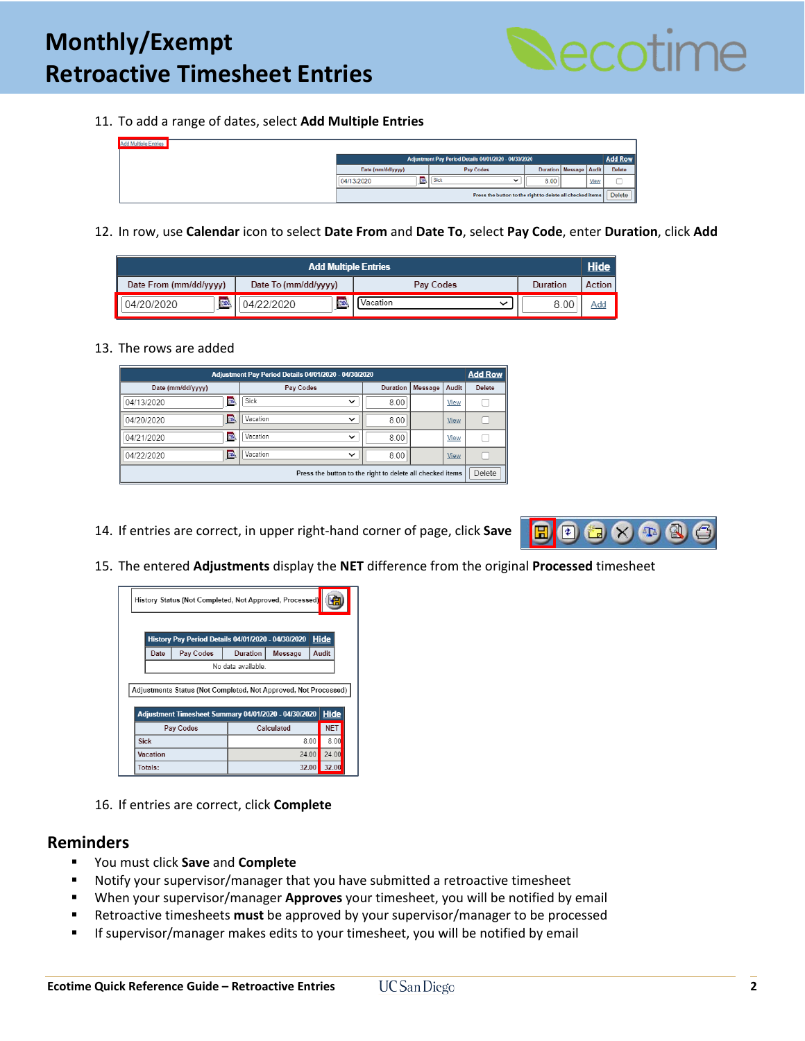# Monthly/Exempt
# Retroactive Timesheet Entries

11. To add a range of dates, select **Add Multiple Entries**

| Adjustment Pay Period Details 04/01/2020 - 04/30/2020 | | | | | Add Row |
|---|---|---|---|---|---|
| Date (mm/dd/yyyy) | Pay Codes | Duration | Message | Audit | Delete |
| 04/13/2020 | Sick | 8.00 | | View | |
| Press the button to the right to delete all checked items | | | | | Delete |

12. In row, use **Calendar** icon to select **Date From** and **Date To**, select **Pay Code**, enter **Duration**, click **Add**

| Add Multiple Entries | | | | Hide |
|---|---|---|---|---|
| Date From (mm/dd/yyyy) | Date To (mm/dd/yyyy) | Pay Codes | Duration | Action |
| 04/20/2020 | 04/22/2020 | Vacation | 8.00 | Add |

13. The rows are added

| Adjustment Pay Period Details 04/01/2020 - 04/30/2020 | | | | | Add Row |
|---|---|---|---|---|---|
| Date (mm/dd/yyyy) | Pay Codes | Duration | Message | Audit | Delete |
| 04/13/2020 | Sick | 8.00 | | View | |
| 04/20/2020 | Vacation | 8.00 | | View | |
| 04/21/2020 | Vacation | 8.00 | | View | |
| 04/22/2020 | Vacation | 8.00 | | View | |
| Press the button to the right to delete all checked items | | | | | Delete |

14. If entries are correct, in upper right-hand corner of page, click **Save**

15. The entered **Adjustments** display the **NET** difference from the original **Processed** timesheet

History Status (Not Completed, Not Approved, Processed)

| History Pay Period Details 04/01/2020 - 04/30/2020 | | | | Hide |
|---|---|---|---|---|
| Date | Pay Codes | Duration | Message | Audit |
| No data available. | | | | |

Adjustments Status (Not Completed, Not Approved, Not Processed)

| Adjustment Timesheet Summary 04/01/2020 - 04/30/2020 | | Hide |
|---|---|---|
| Pay Codes | Calculated | NET |
| Sick | 8.00 | 8.00 |
| Vacation | 24.00 | 24.00 |
| Totals: | 32.00 | 32.00 |

16. If entries are correct, click **Complete**

## Reminders

- You must click **Save** and **Complete**
- Notify your supervisor/manager that you have submitted a retroactive timesheet
- When your supervisor/manager **Approves** your timesheet, you will be notified by email
- Retroactive timesheets **must** be approved by your supervisor/manager to be processed
- If supervisor/manager makes edits to your timesheet, you will be notified by email